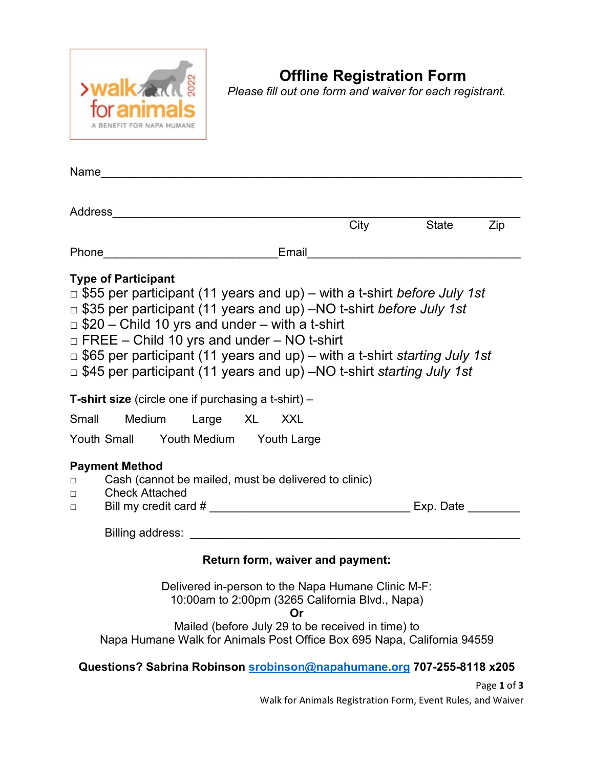# Offline Registration Form

*Please fill out one form and waiver for each registrant.*

Name_______________________________________________________________

Address_____________________________________________________________
City State Zip

Phone___________________________Email_________________________________

**Type of Participant**

□ $55 per participant (11 years and up) – with a t-shirt *before July 1st*
□ $35 per participant (11 years and up) –NO t-shirt *before July 1st*
□ $20 – Child 10 yrs and under – with a t-shirt
□ FREE – Child 10 yrs and under – NO t-shirt
□ $65 per participant (11 years and up) – with a t-shirt *starting July 1st*
□ $45 per participant (11 years and up) –NO t-shirt *starting July 1st*

**T-shirt size** (circle one if purchasing a t-shirt) –

Small Medium Large XL XXL

Youth Small Youth Medium Youth Large

**Payment Method**

□ Cash (cannot be mailed, must be delivered to clinic)
□ Check Attached
□ Bill my credit card # ______________________________ Exp. Date ________

Billing address: __________________________________________________

**Return form, waiver and payment:**

Delivered in-person to the Napa Humane Clinic M-F:
10:00am to 2:00pm (3265 California Blvd., Napa)
**Or**
Mailed (before July 29 to be received in time) to
Napa Humane Walk for Animals Post Office Box 695 Napa, California 94559

**Questions? Sabrina Robinson srobinson@napahumane.org 707-255-8118 x205**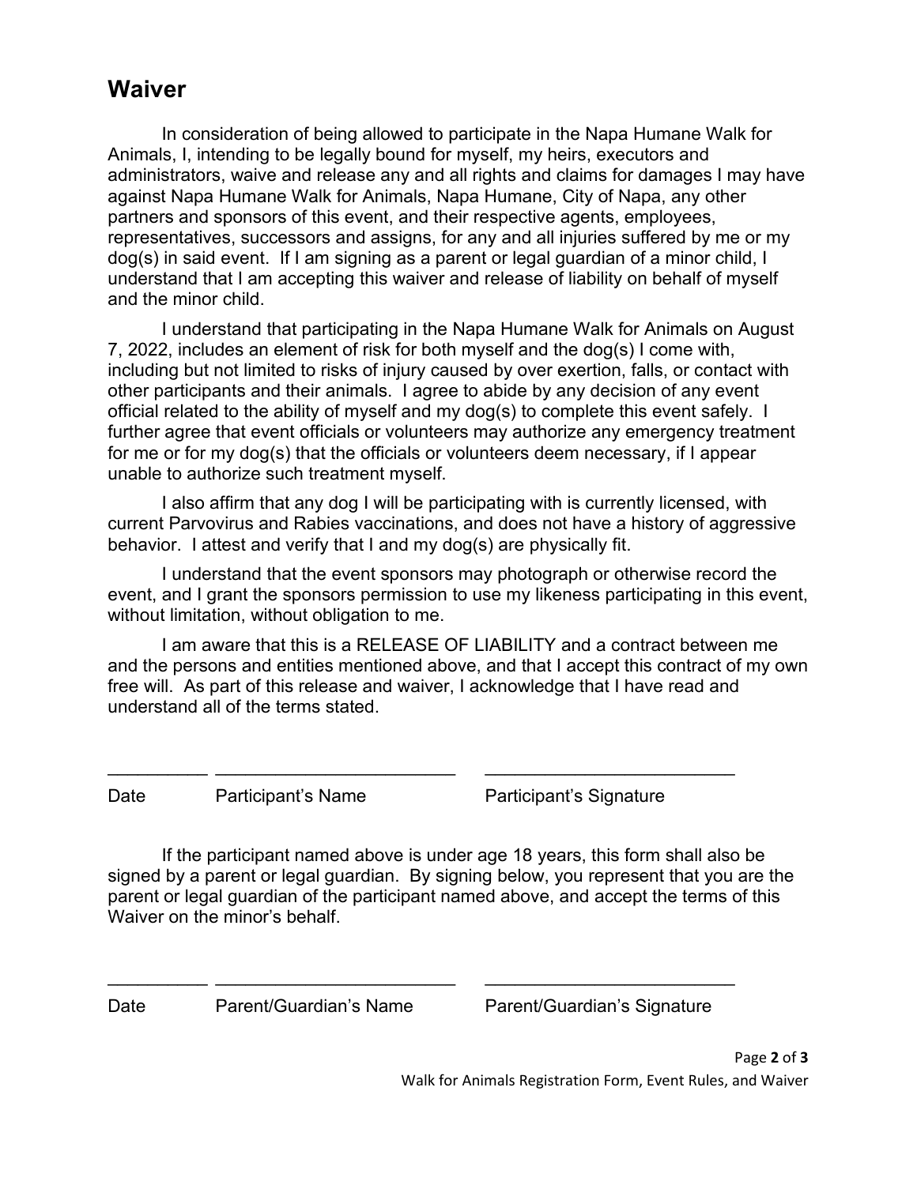## Waiver

In consideration of being allowed to participate in the Napa Humane Walk for Animals, I, intending to be legally bound for myself, my heirs, executors and administrators, waive and release any and all rights and claims for damages I may have against Napa Humane Walk for Animals, Napa Humane, City of Napa, any other partners and sponsors of this event, and their respective agents, employees, representatives, successors and assigns, for any and all injuries suffered by me or my dog(s) in said event. If I am signing as a parent or legal guardian of a minor child, I understand that I am accepting this waiver and release of liability on behalf of myself and the minor child.

I understand that participating in the Napa Humane Walk for Animals on August 7, 2022, includes an element of risk for both myself and the dog(s) I come with, including but not limited to risks of injury caused by over exertion, falls, or contact with other participants and their animals. I agree to abide by any decision of any event official related to the ability of myself and my dog(s) to complete this event safely. I further agree that event officials or volunteers may authorize any emergency treatment for me or for my dog(s) that the officials or volunteers deem necessary, if I appear unable to authorize such treatment myself.

I also affirm that any dog I will be participating with is currently licensed, with current Parvovirus and Rabies vaccinations, and does not have a history of aggressive behavior. I attest and verify that I and my dog(s) are physically fit.

I understand that the event sponsors may photograph or otherwise record the event, and I grant the sponsors permission to use my likeness participating in this event, without limitation, without obligation to me.

I am aware that this is a RELEASE OF LIABILITY and a contract between me and the persons and entities mentioned above, and that I accept this contract of my own free will. As part of this release and waiver, I acknowledge that I have read and understand all of the terms stated.

__________ ________________________ _________________________

Date Participant's Name Participant's Signature

If the participant named above is under age 18 years, this form shall also be signed by a parent or legal guardian. By signing below, you represent that you are the parent or legal guardian of the participant named above, and accept the terms of this Waiver on the minor's behalf.

__________ ________________________ _________________________

Date Parent/Guardian's Name Parent/Guardian's Signature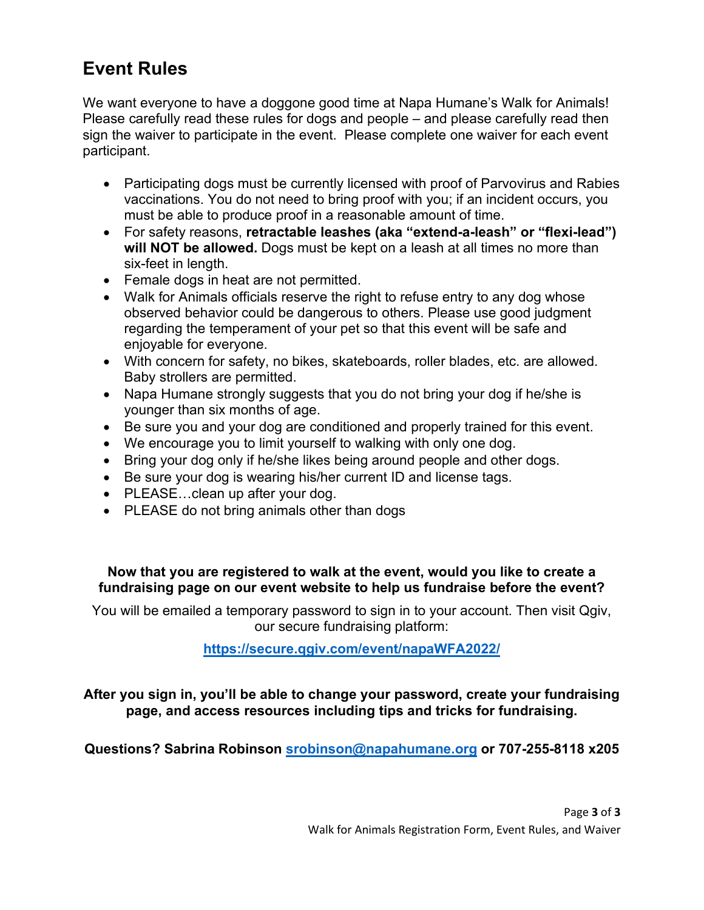## Event Rules

We want everyone to have a doggone good time at Napa Humane's Walk for Animals! Please carefully read these rules for dogs and people – and please carefully read then sign the waiver to participate in the event. Please complete one waiver for each event participant.

- Participating dogs must be currently licensed with proof of Parvovirus and Rabies vaccinations. You do not need to bring proof with you; if an incident occurs, you must be able to produce proof in a reasonable amount of time.
- For safety reasons, **retractable leashes (aka "extend-a-leash" or "flexi-lead") will NOT be allowed.** Dogs must be kept on a leash at all times no more than six-feet in length.
- Female dogs in heat are not permitted.
- Walk for Animals officials reserve the right to refuse entry to any dog whose observed behavior could be dangerous to others. Please use good judgment regarding the temperament of your pet so that this event will be safe and enjoyable for everyone.
- With concern for safety, no bikes, skateboards, roller blades, etc. are allowed. Baby strollers are permitted.
- Napa Humane strongly suggests that you do not bring your dog if he/she is younger than six months of age.
- Be sure you and your dog are conditioned and properly trained for this event.
- We encourage you to limit yourself to walking with only one dog.
- Bring your dog only if he/she likes being around people and other dogs.
- Be sure your dog is wearing his/her current ID and license tags.
- PLEASE…clean up after your dog.
- PLEASE do not bring animals other than dogs

**Now that you are registered to walk at the event, would you like to create a fundraising page on our event website to help us fundraise before the event?**

You will be emailed a temporary password to sign in to your account. Then visit Qgiv, our secure fundraising platform:

**https://secure.qgiv.com/event/napaWFA2022/**

**After you sign in, you'll be able to change your password, create your fundraising page, and access resources including tips and tricks for fundraising.**

**Questions? Sabrina Robinson srobinson@napahumane.org or 707-255-8118 x205**